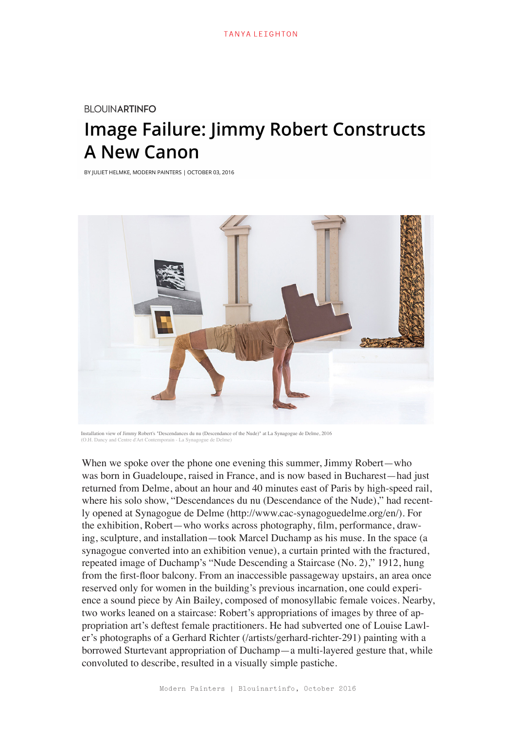BLOUINARTINFO

# Image Failure: Jimmy Robert Constructs A New Canon

BY JULIET HELMKE, MODERN PAINTERS | OCTOBER 03, 2016

Installation view of Jimmy Robert's "Descendances du nu (Descendance of the Nude)" at La Synagogue de Delme, 2016
(O.H. Dancy and Centre d'Art Contemporain - La Synagogue de Delme)

When we spoke over the phone one evening this summer, Jimmy Robert—who was born in Guadeloupe, raised in France, and is now based in Bucharest—had just returned from Delme, about an hour and 40 minutes east of Paris by high-speed rail, where his solo show, "Descendances du nu (Descendance of the Nude)," had recently opened at Synagogue de Delme (http://www.cac-synagoguedelme.org/en/). For the exhibition, Robert—who works across photography, film, performance, drawing, sculpture, and installation—took Marcel Duchamp as his muse. In the space (a synagogue converted into an exhibition venue), a curtain printed with the fractured, repeated image of Duchamp's "Nude Descending a Staircase (No. 2)," 1912, hung from the first-floor balcony. From an inaccessible passageway upstairs, an area once reserved only for women in the building's previous incarnation, one could experience a sound piece by Ain Bailey, composed of monosyllabic female voices. Nearby, two works leaned on a staircase: Robert's appropriations of images by three of appropriation art's deftest female practitioners. He had subverted one of Louise Lawler's photographs of a Gerhard Richter (/artists/gerhard-richter-291) painting with a borrowed Sturtevant appropriation of Duchamp—a multi-layered gesture that, while convoluted to describe, resulted in a visually simple pastiche.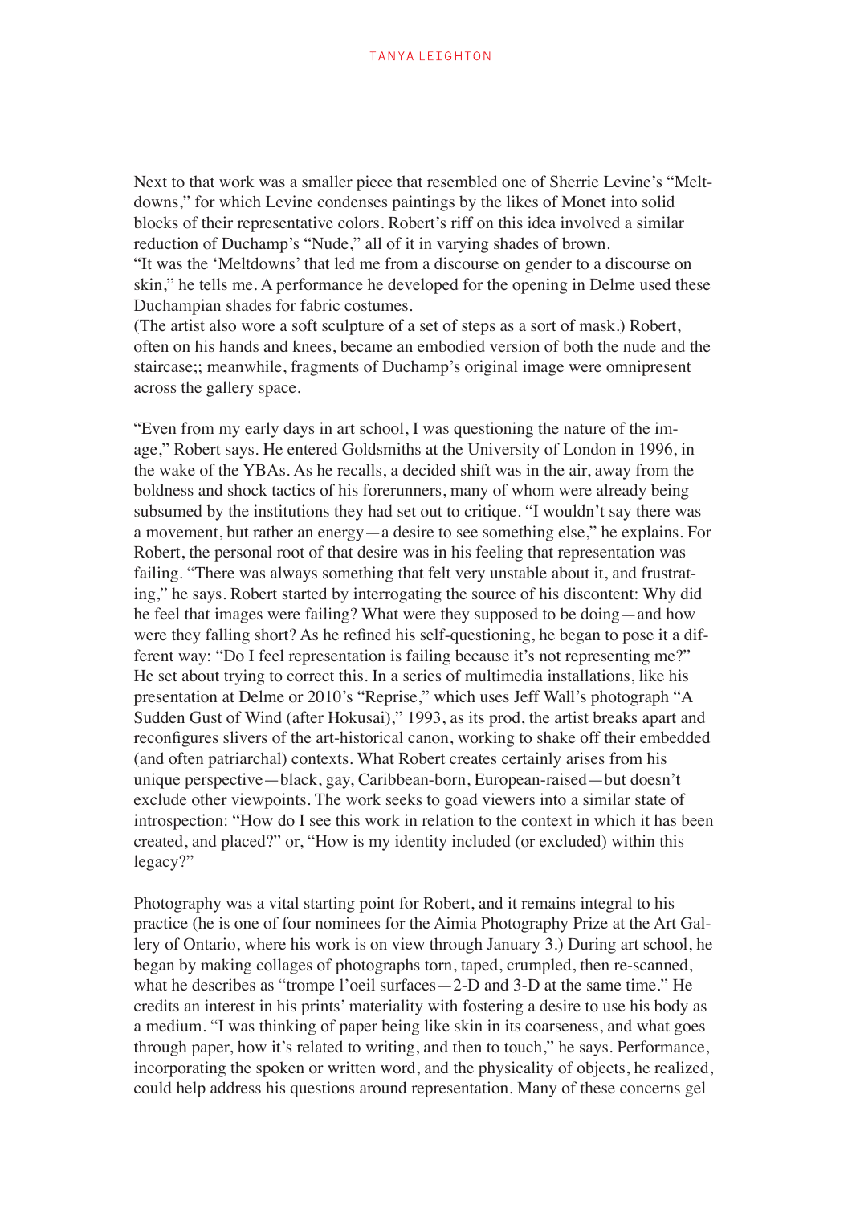Next to that work was a smaller piece that resembled one of Sherrie Levine's "Meltdowns," for which Levine condenses paintings by the likes of Monet into solid blocks of their representative colors. Robert's riff on this idea involved a similar reduction of Duchamp's "Nude," all of it in varying shades of brown.
"It was the 'Meltdowns' that led me from a discourse on gender to a discourse on skin," he tells me. A performance he developed for the opening in Delme used these Duchampian shades for fabric costumes.
(The artist also wore a soft sculpture of a set of steps as a sort of mask.) Robert, often on his hands and knees, became an embodied version of both the nude and the staircase;; meanwhile, fragments of Duchamp's original image were omnipresent across the gallery space.

"Even from my early days in art school, I was questioning the nature of the image," Robert says. He entered Goldsmiths at the University of London in 1996, in the wake of the YBAs. As he recalls, a decided shift was in the air, away from the boldness and shock tactics of his forerunners, many of whom were already being subsumed by the institutions they had set out to critique. "I wouldn't say there was a movement, but rather an energy—a desire to see something else," he explains. For Robert, the personal root of that desire was in his feeling that representation was failing. "There was always something that felt very unstable about it, and frustrating," he says. Robert started by interrogating the source of his discontent: Why did he feel that images were failing? What were they supposed to be doing—and how were they falling short? As he refined his self-questioning, he began to pose it a different way: "Do I feel representation is failing because it's not representing me?" He set about trying to correct this. In a series of multimedia installations, like his presentation at Delme or 2010's "Reprise," which uses Jeff Wall's photograph "A Sudden Gust of Wind (after Hokusai)," 1993, as its prod, the artist breaks apart and reconfigures slivers of the art-historical canon, working to shake off their embedded (and often patriarchal) contexts. What Robert creates certainly arises from his unique perspective—black, gay, Caribbean-born, European-raised—but doesn't exclude other viewpoints. The work seeks to goad viewers into a similar state of introspection: "How do I see this work in relation to the context in which it has been created, and placed?" or, "How is my identity included (or excluded) within this legacy?"

Photography was a vital starting point for Robert, and it remains integral to his practice (he is one of four nominees for the Aimia Photography Prize at the Art Gallery of Ontario, where his work is on view through January 3.) During art school, he began by making collages of photographs torn, taped, crumpled, then re-scanned, what he describes as "trompe l'oeil surfaces—2-D and 3-D at the same time." He credits an interest in his prints' materiality with fostering a desire to use his body as a medium. "I was thinking of paper being like skin in its coarseness, and what goes through paper, how it's related to writing, and then to touch," he says. Performance, incorporating the spoken or written word, and the physicality of objects, he realized, could help address his questions around representation. Many of these concerns gel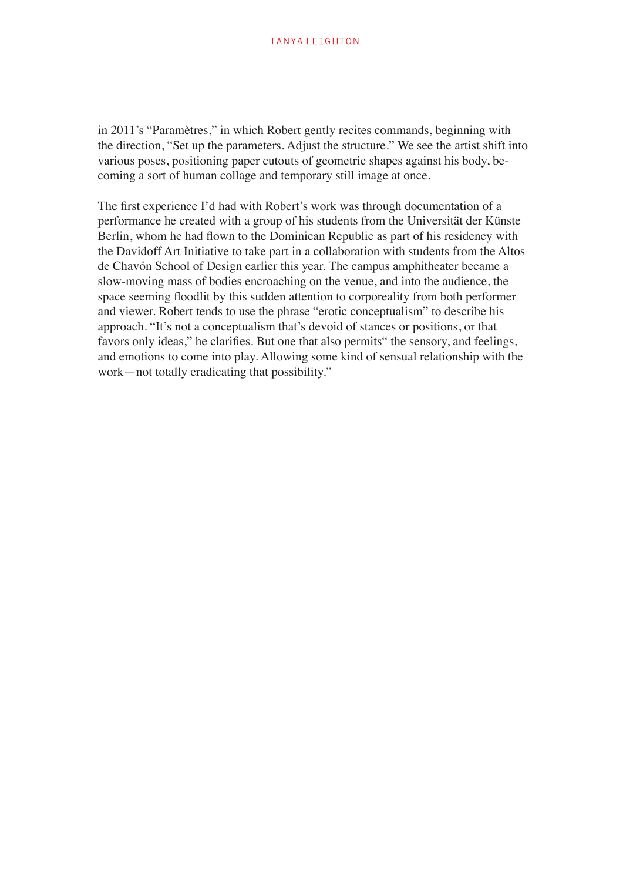in 2011's "Paramètres," in which Robert gently recites commands, beginning with the direction, "Set up the parameters. Adjust the structure." We see the artist shift into various poses, positioning paper cutouts of geometric shapes against his body, becoming a sort of human collage and temporary still image at once.

The first experience I'd had with Robert's work was through documentation of a performance he created with a group of his students from the Universität der Künste Berlin, whom he had flown to the Dominican Republic as part of his residency with the Davidoff Art Initiative to take part in a collaboration with students from the Altos de Chavón School of Design earlier this year. The campus amphitheater became a slow-moving mass of bodies encroaching on the venue, and into the audience, the space seeming floodlit by this sudden attention to corporeality from both performer and viewer. Robert tends to use the phrase "erotic conceptualism" to describe his approach. "It's not a conceptualism that's devoid of stances or positions, or that favors only ideas," he clarifies. But one that also permits" the sensory, and feelings, and emotions to come into play. Allowing some kind of sensual relationship with the work—not totally eradicating that possibility."